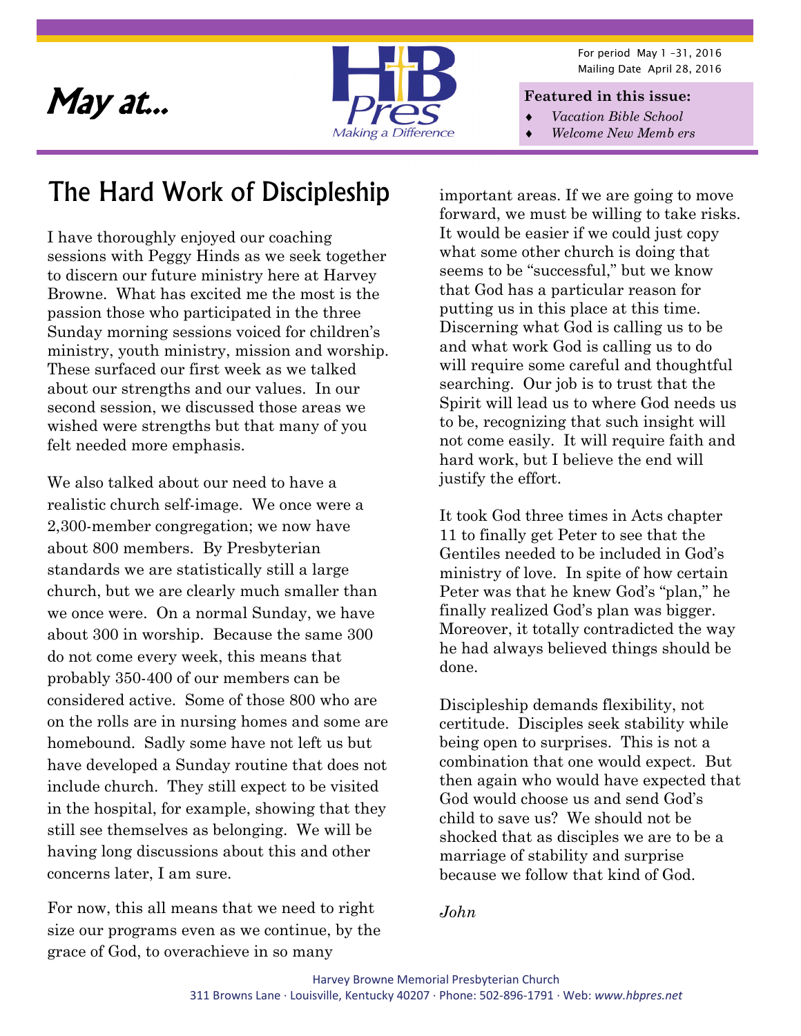# May at...

HB Pres
Making a Difference

For period May 1 –31, 2016
Mailing Date April 28, 2016

**Featured in this issue:**

- *Vacation Bible School*
- *Welcome New Memb ers*

## The Hard Work of Discipleship

I have thoroughly enjoyed our coaching sessions with Peggy Hinds as we seek together to discern our future ministry here at Harvey Browne. What has excited me the most is the passion those who participated in the three Sunday morning sessions voiced for children's ministry, youth ministry, mission and worship. These surfaced our first week as we talked about our strengths and our values. In our second session, we discussed those areas we wished were strengths but that many of you felt needed more emphasis.

We also talked about our need to have a realistic church self-image. We once were a 2,300-member congregation; we now have about 800 members. By Presbyterian standards we are statistically still a large church, but we are clearly much smaller than we once were. On a normal Sunday, we have about 300 in worship. Because the same 300 do not come every week, this means that probably 350-400 of our members can be considered active. Some of those 800 who are on the rolls are in nursing homes and some are homebound. Sadly some have not left us but have developed a Sunday routine that does not include church. They still expect to be visited in the hospital, for example, showing that they still see themselves as belonging. We will be having long discussions about this and other concerns later, I am sure.

For now, this all means that we need to right size our programs even as we continue, by the grace of God, to overachieve in so many important areas. If we are going to move forward, we must be willing to take risks. It would be easier if we could just copy what some other church is doing that seems to be "successful," but we know that God has a particular reason for putting us in this place at this time. Discerning what God is calling us to be and what work God is calling us to do will require some careful and thoughtful searching. Our job is to trust that the Spirit will lead us to where God needs us to be, recognizing that such insight will not come easily. It will require faith and hard work, but I believe the end will justify the effort.

It took God three times in Acts chapter 11 to finally get Peter to see that the Gentiles needed to be included in God's ministry of love. In spite of how certain Peter was that he knew God's "plan," he finally realized God's plan was bigger. Moreover, it totally contradicted the way he had always believed things should be done.

Discipleship demands flexibility, not certitude. Disciples seek stability while being open to surprises. This is not a combination that one would expect. But then again who would have expected that God would choose us and send God's child to save us? We should not be shocked that as disciples we are to be a marriage of stability and surprise because we follow that kind of God.

*John*

Harvey Browne Memorial Presbyterian Church
311 Browns Lane · Louisville, Kentucky 40207 · Phone: 502-896-1791 · Web: *www.hbpres.net*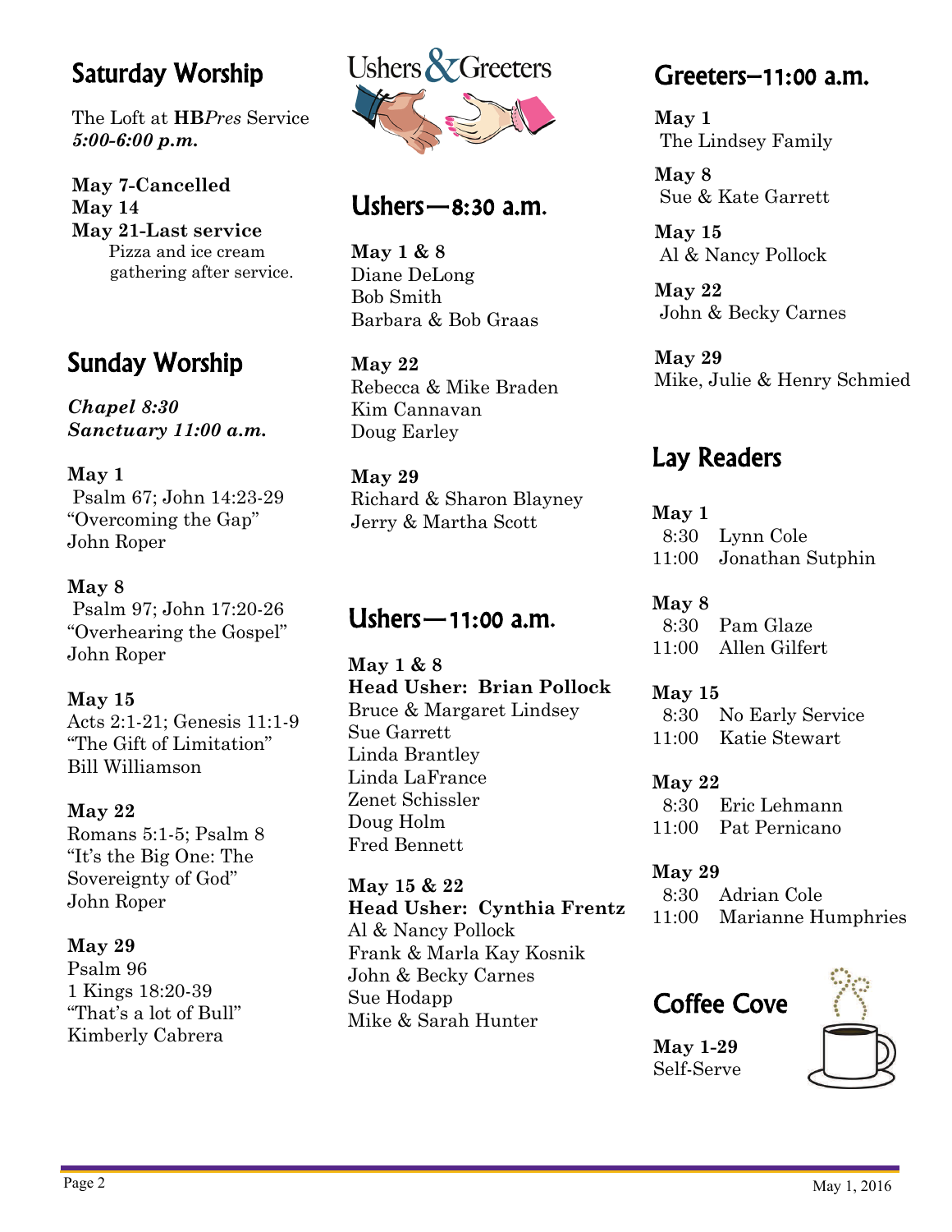## Saturday Worship

The Loft at **HB***Pres* Service
***5:00-6:00 p.m.***

**May 7-Cancelled**
**May 14**
**May 21-Last service**
Pizza and ice cream gathering after service.

## Sunday Worship

***Chapel 8:30***
***Sanctuary 11:00 a.m.***

**May 1**
Psalm 67; John 14:23-29
"Overcoming the Gap"
John Roper

**May 8**
Psalm 97; John 17:20-26
"Overhearing the Gospel"
John Roper

**May 15**
Acts 2:1-21; Genesis 11:1-9
"The Gift of Limitation"
Bill Williamson

**May 22**
Romans 5:1-5; Psalm 8
"It's the Big One: The Sovereignty of God"
John Roper

**May 29**
Psalm 96
1 Kings 18:20-39
"That's a lot of Bull"
Kimberly Cabrera

## Ushers & Greeters

## Ushers—8:30 a.m.

**May 1 & 8**
Diane DeLong
Bob Smith
Barbara & Bob Graas

**May 22**
Rebecca & Mike Braden
Kim Cannavan
Doug Earley

**May 29**
Richard & Sharon Blayney
Jerry & Martha Scott

## Ushers—11:00 a.m.

**May 1 & 8**
**Head Usher: Brian Pollock**
Bruce & Margaret Lindsey
Sue Garrett
Linda Brantley
Linda LaFrance
Zenet Schissler
Doug Holm
Fred Bennett

**May 15 & 22**
**Head Usher: Cynthia Frentz**
Al & Nancy Pollock
Frank & Marla Kay Kosnik
John & Becky Carnes
Sue Hodapp
Mike & Sarah Hunter

## Greeters—11:00 a.m.

**May 1**
The Lindsey Family

**May 8**
Sue & Kate Garrett

**May 15**
Al & Nancy Pollock

**May 22**
John & Becky Carnes

**May 29**
Mike, Julie & Henry Schmied

## Lay Readers

**May 1**
8:30 Lynn Cole
11:00 Jonathan Sutphin

**May 8**
8:30 Pam Glaze
11:00 Allen Gilfert

**May 15**
8:30 No Early Service
11:00 Katie Stewart

**May 22**
8:30 Eric Lehmann
11:00 Pat Pernicano

**May 29**
8:30 Adrian Cole
11:00 Marianne Humphries

## Coffee Cove

**May 1-29**
Self-Serve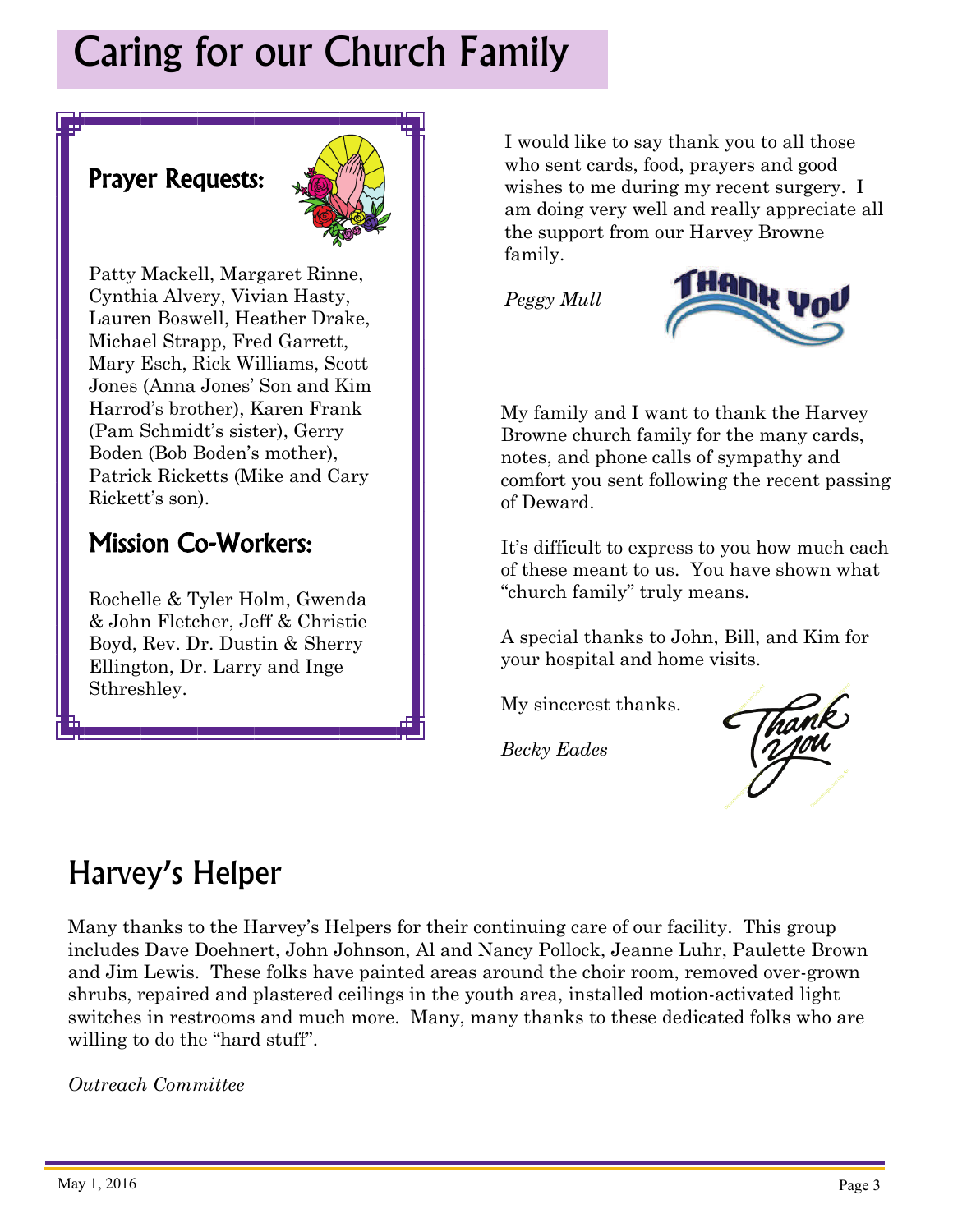# Caring for our Church Family

## Prayer Requests:

Patty Mackell, Margaret Rinne, Cynthia Alvery, Vivian Hasty, Lauren Boswell, Heather Drake, Michael Strapp, Fred Garrett, Mary Esch, Rick Williams, Scott Jones (Anna Jones' Son and Kim Harrod's brother), Karen Frank (Pam Schmidt's sister), Gerry Boden (Bob Boden's mother), Patrick Ricketts (Mike and Cary Rickett's son).

## Mission Co-Workers:

Rochelle & Tyler Holm, Gwenda & John Fletcher, Jeff & Christie Boyd, Rev. Dr. Dustin & Sherry Ellington, Dr. Larry and Inge Sthreshley.

I would like to say thank you to all those who sent cards, food, prayers and good wishes to me during my recent surgery. I am doing very well and really appreciate all the support from our Harvey Browne family.

*Peggy Mull*

My family and I want to thank the Harvey Browne church family for the many cards, notes, and phone calls of sympathy and comfort you sent following the recent passing of Deward.

It's difficult to express to you how much each of these meant to us. You have shown what "church family" truly means.

A special thanks to John, Bill, and Kim for your hospital and home visits.

My sincerest thanks.

*Becky Eades*

# Harvey's Helper

Many thanks to the Harvey's Helpers for their continuing care of our facility. This group includes Dave Doehnert, John Johnson, Al and Nancy Pollock, Jeanne Luhr, Paulette Brown and Jim Lewis. These folks have painted areas around the choir room, removed over-grown shrubs, repaired and plastered ceilings in the youth area, installed motion-activated light switches in restrooms and much more. Many, many thanks to these dedicated folks who are willing to do the "hard stuff".

*Outreach Committee*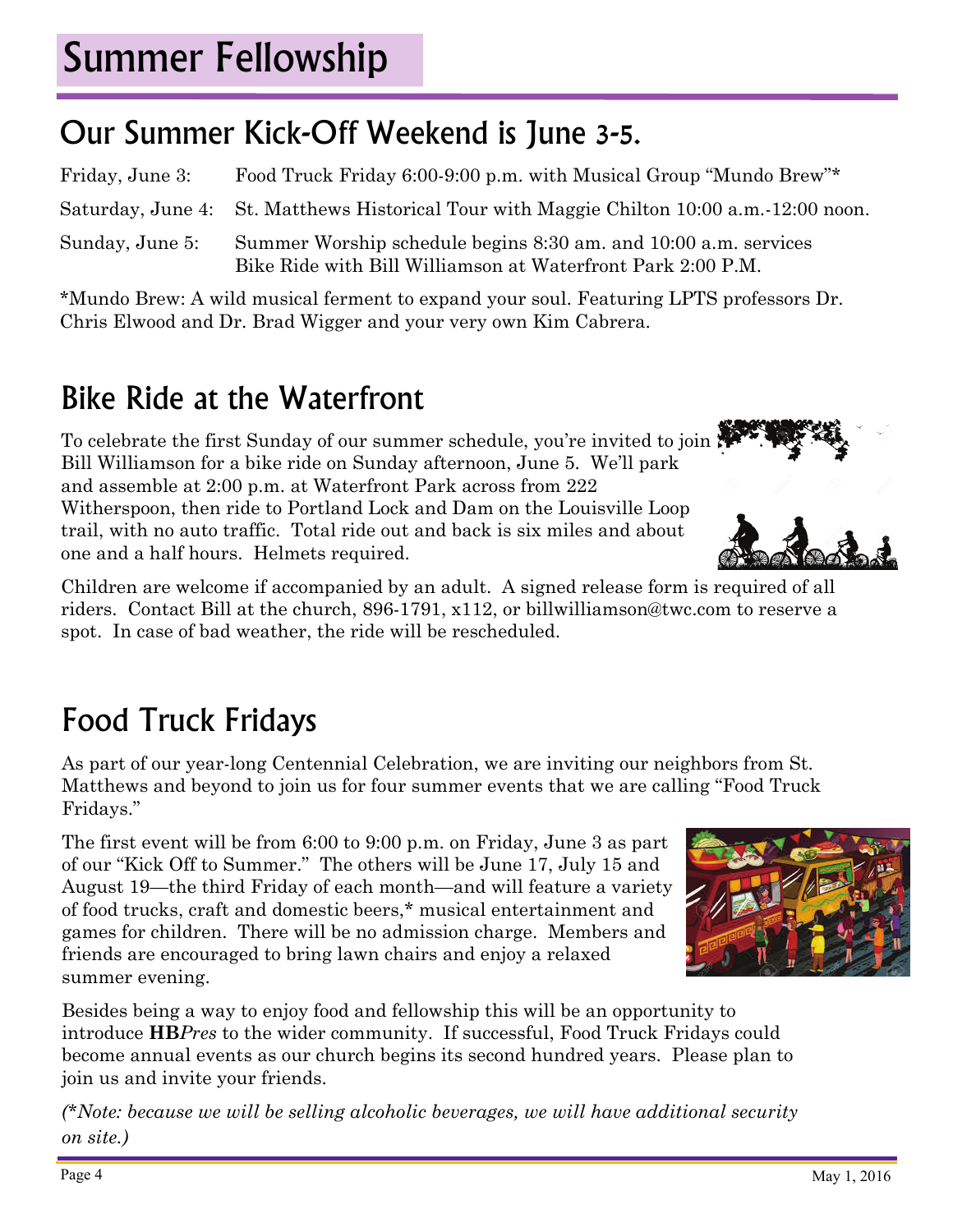# Summer Fellowship

## Our Summer Kick-Off Weekend is June 3-5.

| | |
|---|---|
| Friday, June 3: | Food Truck Friday 6:00-9:00 p.m. with Musical Group "Mundo Brew"* |
| Saturday, June 4: | St. Matthews Historical Tour with Maggie Chilton 10:00 a.m.-12:00 noon. |
| Sunday, June 5: | Summer Worship schedule begins 8:30 am. and 10:00 a.m. services<br>Bike Ride with Bill Williamson at Waterfront Park 2:00 P.M. |

*Mundo Brew: A wild musical ferment to expand your soul. Featuring LPTS professors Dr. Chris Elwood and Dr. Brad Wigger and your very own Kim Cabrera.

## Bike Ride at the Waterfront

To celebrate the first Sunday of our summer schedule, you're invited to join Bill Williamson for a bike ride on Sunday afternoon, June 5. We'll park and assemble at 2:00 p.m. at Waterfront Park across from 222 Witherspoon, then ride to Portland Lock and Dam on the Louisville Loop trail, with no auto traffic. Total ride out and back is six miles and about one and a half hours. Helmets required.

Children are welcome if accompanied by an adult. A signed release form is required of all riders. Contact Bill at the church, 896-1791, x112, or billwilliamson@twc.com to reserve a spot. In case of bad weather, the ride will be rescheduled.

## Food Truck Fridays

As part of our year-long Centennial Celebration, we are inviting our neighbors from St. Matthews and beyond to join us for four summer events that we are calling "Food Truck Fridays."

The first event will be from 6:00 to 9:00 p.m. on Friday, June 3 as part of our "Kick Off to Summer." The others will be June 17, July 15 and August 19—the third Friday of each month—and will feature a variety of food trucks, craft and domestic beers,* musical entertainment and games for children. There will be no admission charge. Members and friends are encouraged to bring lawn chairs and enjoy a relaxed summer evening.

Besides being a way to enjoy food and fellowship this will be an opportunity to introduce **HB***Pres* to the wider community. If successful, Food Truck Fridays could become annual events as our church begins its second hundred years. Please plan to join us and invite your friends.

*(\*Note: because we will be selling alcoholic beverages, we will have additional security on site.)*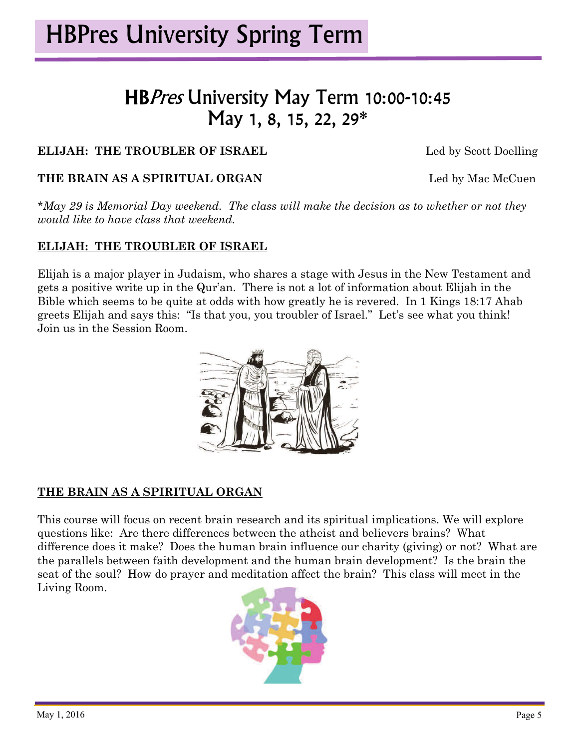# HBPres University Spring Term

## HB*Pres* University May Term 10:00-10:45
## May 1, 8, 15, 22, 29*

**ELIJAH: THE TROUBLER OF ISRAEL** Led by Scott Doelling

**THE BRAIN AS A SPIRITUAL ORGAN** Led by Mac McCuen

*\*May 29 is Memorial Day weekend. The class will make the decision as to whether or not they would like to have class that weekend.*

### ELIJAH: THE TROUBLER OF ISRAEL

Elijah is a major player in Judaism, who shares a stage with Jesus in the New Testament and gets a positive write up in the Qur'an. There is not a lot of information about Elijah in the Bible which seems to be quite at odds with how greatly he is revered. In 1 Kings 18:17 Ahab greets Elijah and says this: "Is that you, you troubler of Israel." Let's see what you think! Join us in the Session Room.

### THE BRAIN AS A SPIRITUAL ORGAN

This course will focus on recent brain research and its spiritual implications. We will explore questions like: Are there differences between the atheist and believers brains? What difference does it make? Does the human brain influence our charity (giving) or not? What are the parallels between faith development and the human brain development? Is the brain the seat of the soul? How do prayer and meditation affect the brain? This class will meet in the Living Room.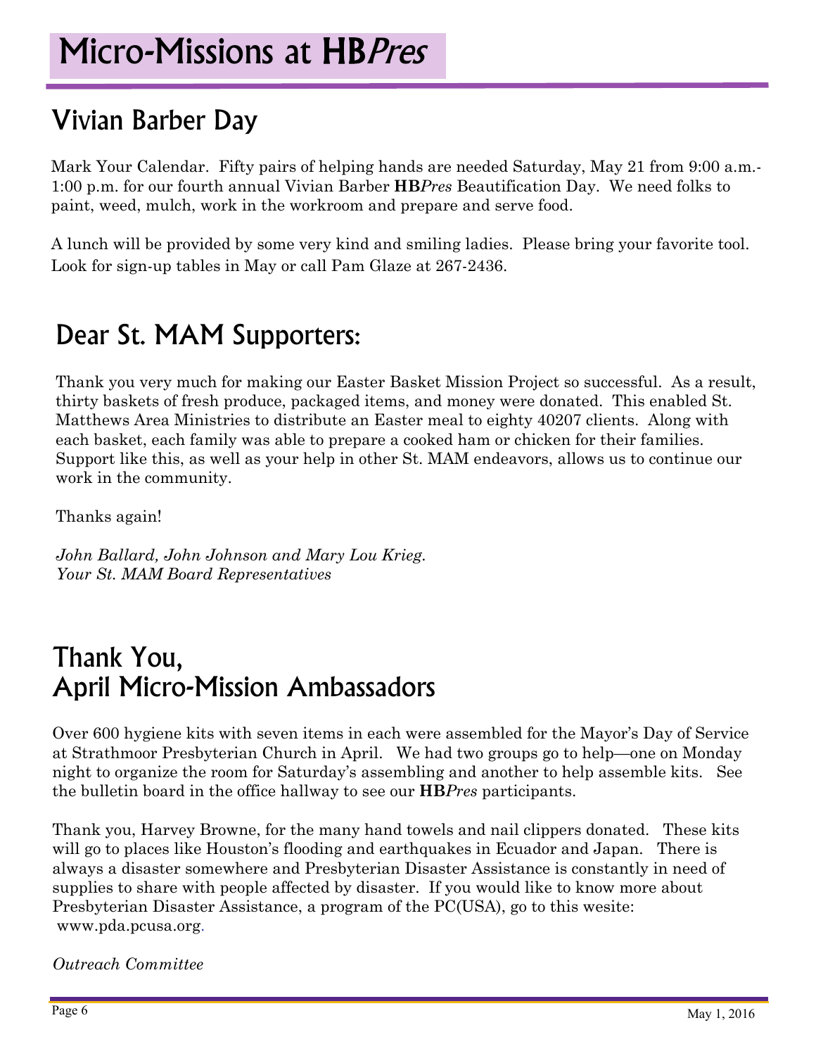# Micro-Missions at **HB*Pres***

## Vivian Barber Day

Mark Your Calendar. Fifty pairs of helping hands are needed Saturday, May 21 from 9:00 a.m.-1:00 p.m. for our fourth annual Vivian Barber **HB*Pres*** Beautification Day. We need folks to paint, weed, mulch, work in the workroom and prepare and serve food.

A lunch will be provided by some very kind and smiling ladies. Please bring your favorite tool. Look for sign-up tables in May or call Pam Glaze at 267-2436.

## Dear St. MAM Supporters:

Thank you very much for making our Easter Basket Mission Project so successful. As a result, thirty baskets of fresh produce, packaged items, and money were donated. This enabled St. Matthews Area Ministries to distribute an Easter meal to eighty 40207 clients. Along with each basket, each family was able to prepare a cooked ham or chicken for their families. Support like this, as well as your help in other St. MAM endeavors, allows us to continue our work in the community.

Thanks again!

*John Ballard, John Johnson and Mary Lou Krieg.*
*Your St. MAM Board Representatives*

## Thank You, April Micro-Mission Ambassadors

Over 600 hygiene kits with seven items in each were assembled for the Mayor's Day of Service at Strathmoor Presbyterian Church in April. We had two groups go to help—one on Monday night to organize the room for Saturday's assembling and another to help assemble kits. See the bulletin board in the office hallway to see our **HB*Pres*** participants.

Thank you, Harvey Browne, for the many hand towels and nail clippers donated. These kits will go to places like Houston's flooding and earthquakes in Ecuador and Japan. There is always a disaster somewhere and Presbyterian Disaster Assistance is constantly in need of supplies to share with people affected by disaster. If you would like to know more about Presbyterian Disaster Assistance, a program of the PC(USA), go to this wesite: www.pda.pcusa.org.

*Outreach Committee*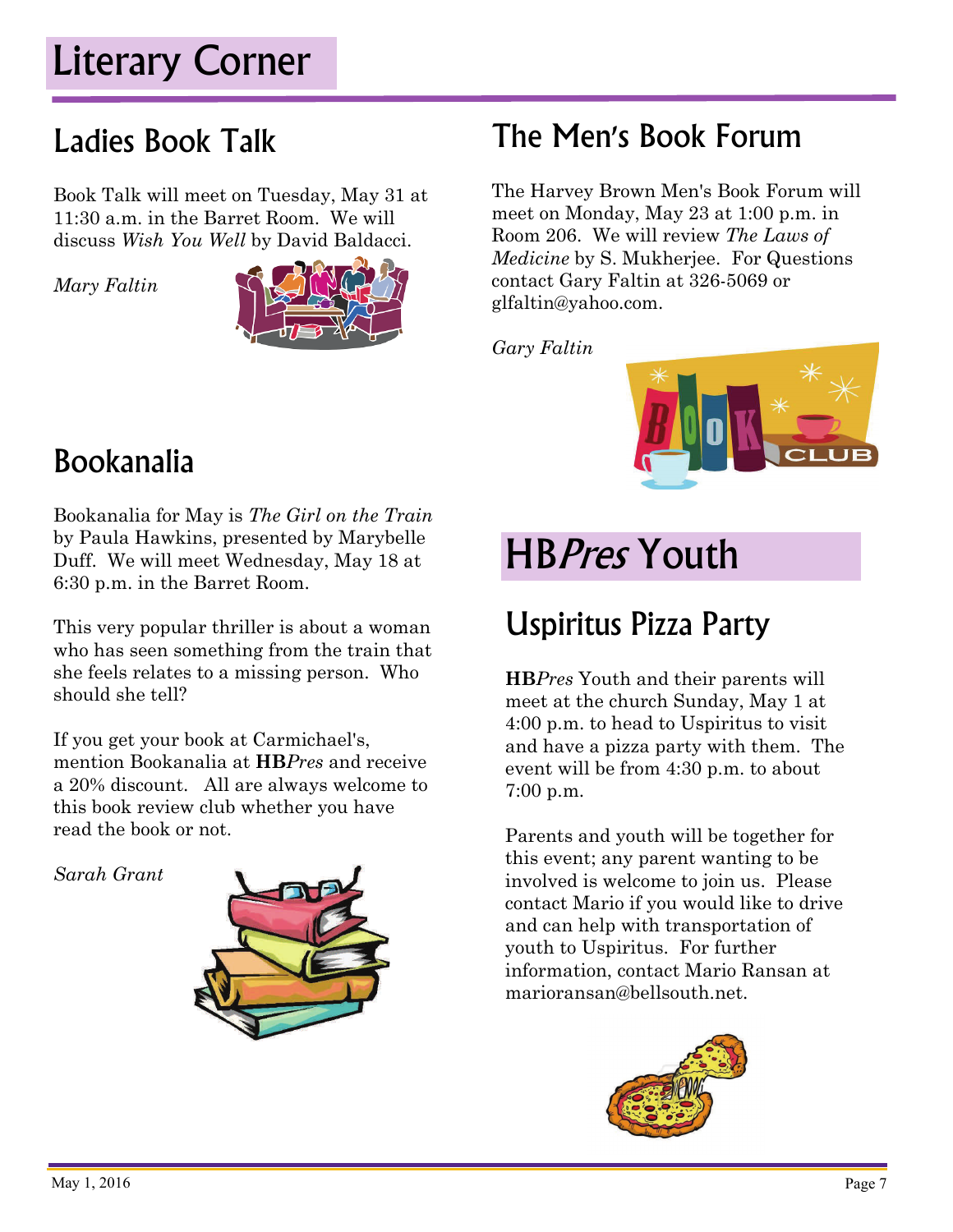# Literary Corner

## Ladies Book Talk

Book Talk will meet on Tuesday, May 31 at 11:30 a.m. in the Barret Room. We will discuss *Wish You Well* by David Baldacci.

*Mary Faltin*

## Bookanalia

Bookanalia for May is *The Girl on the Train* by Paula Hawkins, presented by Marybelle Duff. We will meet Wednesday, May 18 at 6:30 p.m. in the Barret Room.

This very popular thriller is about a woman who has seen something from the train that she feels relates to a missing person. Who should she tell?

If you get your book at Carmichael's, mention Bookanalia at **HB***Pres* and receive a 20% discount. All are always welcome to this book review club whether you have read the book or not.

*Sarah Grant*

## The Men's Book Forum

The Harvey Brown Men's Book Forum will meet on Monday, May 23 at 1:00 p.m. in Room 206. We will review *The Laws of Medicine* by S. Mukherjee. For Questions contact Gary Faltin at 326-5069 or glfaltin@yahoo.com.

*Gary Faltin*

# HB*Pres* Youth

## Uspiritus Pizza Party

**HB***Pres* Youth and their parents will meet at the church Sunday, May 1 at 4:00 p.m. to head to Uspiritus to visit and have a pizza party with them. The event will be from 4:30 p.m. to about 7:00 p.m.

Parents and youth will be together for this event; any parent wanting to be involved is welcome to join us. Please contact Mario if you would like to drive and can help with transportation of youth to Uspiritus. For further information, contact Mario Ransan at marioransan@bellsouth.net.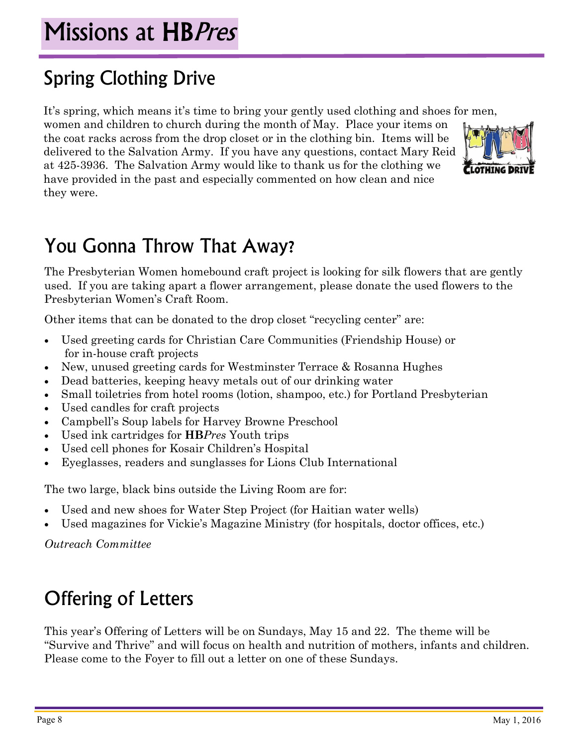# Missions at HB*Pres*

## Spring Clothing Drive

It's spring, which means it's time to bring your gently used clothing and shoes for men, women and children to church during the month of May. Place your items on the coat racks across from the drop closet or in the clothing bin. Items will be delivered to the Salvation Army. If you have any questions, contact Mary Reid at 425-3936. The Salvation Army would like to thank us for the clothing we have provided in the past and especially commented on how clean and nice they were.

## You Gonna Throw That Away?

The Presbyterian Women homebound craft project is looking for silk flowers that are gently used. If you are taking apart a flower arrangement, please donate the used flowers to the Presbyterian Women's Craft Room.

Other items that can be donated to the drop closet "recycling center" are:

- Used greeting cards for Christian Care Communities (Friendship House) or for in-house craft projects
- New, unused greeting cards for Westminster Terrace & Rosanna Hughes
- Dead batteries, keeping heavy metals out of our drinking water
- Small toiletries from hotel rooms (lotion, shampoo, etc.) for Portland Presbyterian
- Used candles for craft projects
- Campbell's Soup labels for Harvey Browne Preschool
- Used ink cartridges for **HB***Pres* Youth trips
- Used cell phones for Kosair Children's Hospital
- Eyeglasses, readers and sunglasses for Lions Club International

The two large, black bins outside the Living Room are for:

- Used and new shoes for Water Step Project (for Haitian water wells)
- Used magazines for Vickie's Magazine Ministry (for hospitals, doctor offices, etc.)

*Outreach Committee*

## Offering of Letters

This year's Offering of Letters will be on Sundays, May 15 and 22. The theme will be "Survive and Thrive" and will focus on health and nutrition of mothers, infants and children. Please come to the Foyer to fill out a letter on one of these Sundays.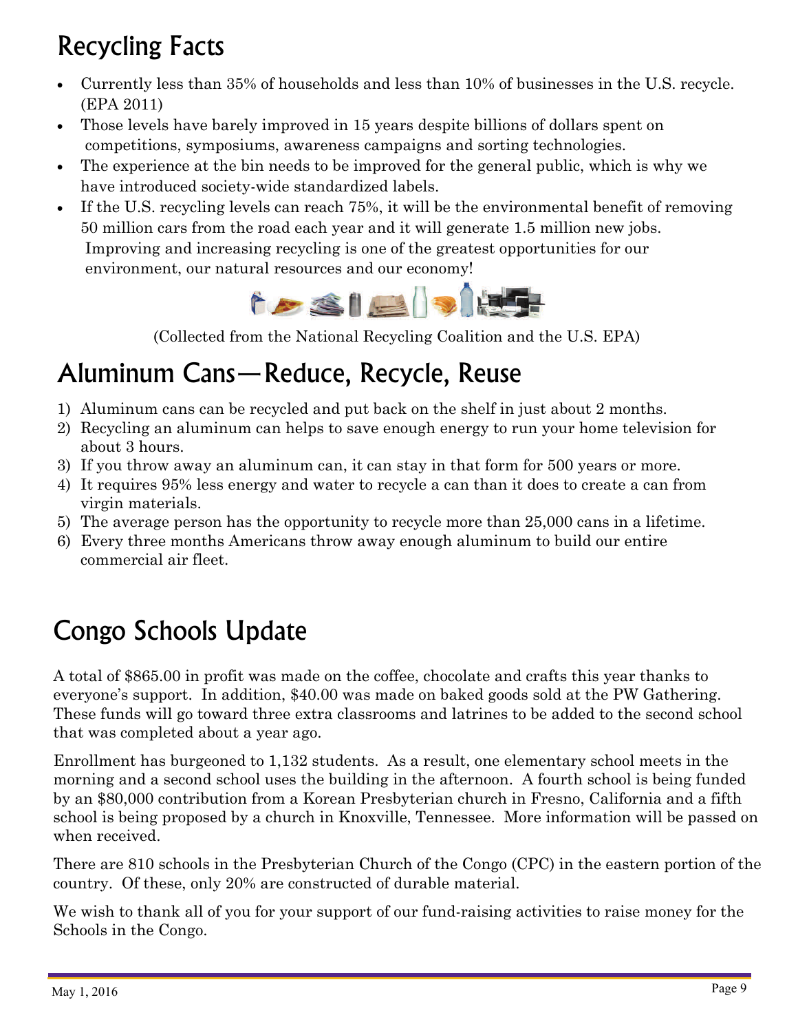# Recycling Facts

- Currently less than 35% of households and less than 10% of businesses in the U.S. recycle. (EPA 2011)
- Those levels have barely improved in 15 years despite billions of dollars spent on competitions, symposiums, awareness campaigns and sorting technologies.
- The experience at the bin needs to be improved for the general public, which is why we have introduced society-wide standardized labels.
- If the U.S. recycling levels can reach 75%, it will be the environmental benefit of removing 50 million cars from the road each year and it will generate 1.5 million new jobs. Improving and increasing recycling is one of the greatest opportunities for our environment, our natural resources and our economy!

(Collected from the National Recycling Coalition and the U.S. EPA)

# Aluminum Cans—Reduce, Recycle, Reuse

1) Aluminum cans can be recycled and put back on the shelf in just about 2 months.
2) Recycling an aluminum can helps to save enough energy to run your home television for about 3 hours.
3) If you throw away an aluminum can, it can stay in that form for 500 years or more.
4) It requires 95% less energy and water to recycle a can than it does to create a can from virgin materials.
5) The average person has the opportunity to recycle more than 25,000 cans in a lifetime.
6) Every three months Americans throw away enough aluminum to build our entire commercial air fleet.

# Congo Schools Update

A total of $865.00 in profit was made on the coffee, chocolate and crafts this year thanks to everyone's support. In addition, $40.00 was made on baked goods sold at the PW Gathering. These funds will go toward three extra classrooms and latrines to be added to the second school that was completed about a year ago.

Enrollment has burgeoned to 1,132 students. As a result, one elementary school meets in the morning and a second school uses the building in the afternoon. A fourth school is being funded by an $80,000 contribution from a Korean Presbyterian church in Fresno, California and a fifth school is being proposed by a church in Knoxville, Tennessee. More information will be passed on when received.

There are 810 schools in the Presbyterian Church of the Congo (CPC) in the eastern portion of the country. Of these, only 20% are constructed of durable material.

We wish to thank all of you for your support of our fund-raising activities to raise money for the Schools in the Congo.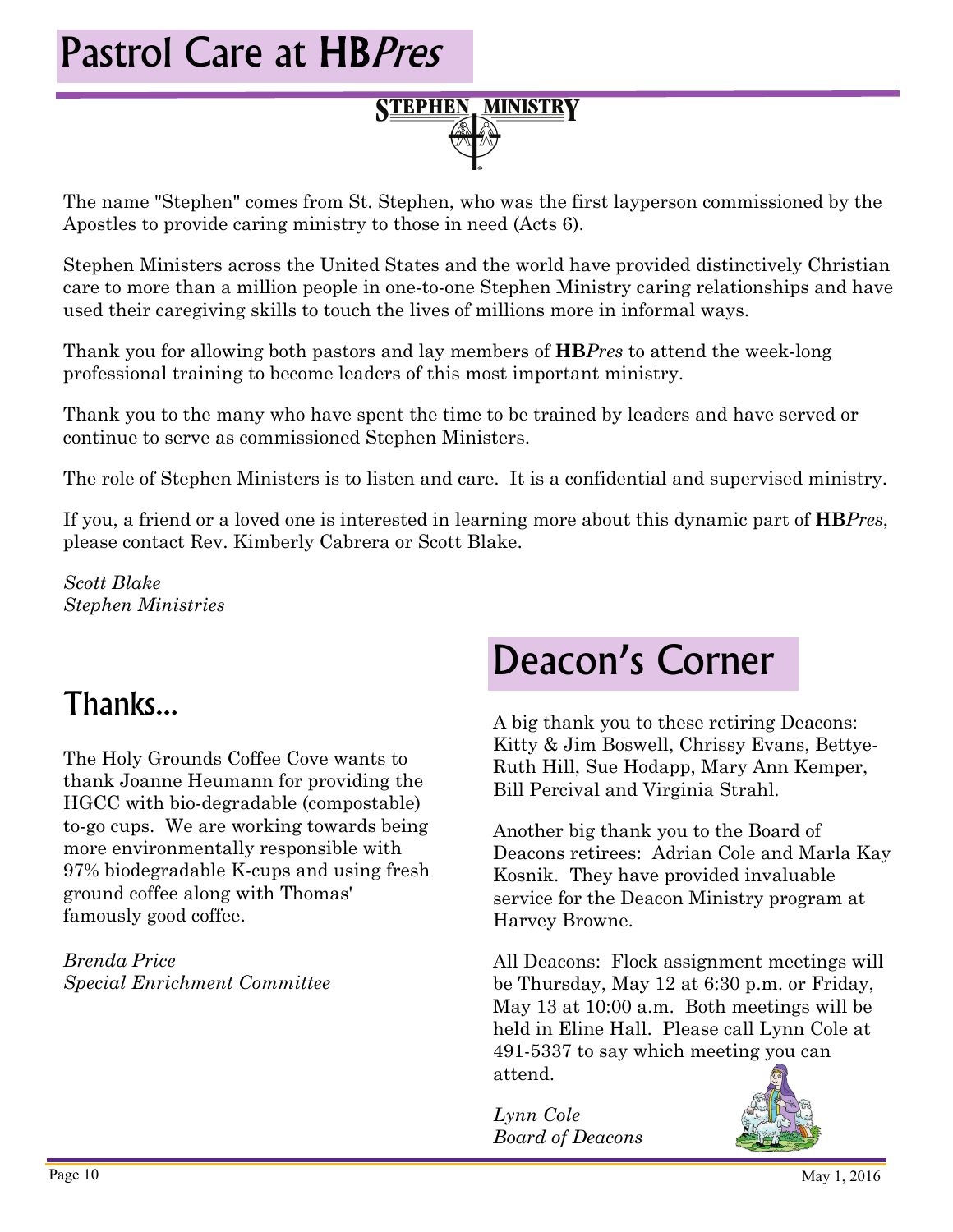# Pastrol Care at **HB***Pres*

STEPHEN MINISTRY

The name "Stephen" comes from St. Stephen, who was the first layperson commissioned by the Apostles to provide caring ministry to those in need (Acts 6).

Stephen Ministers across the United States and the world have provided distinctively Christian care to more than a million people in one-to-one Stephen Ministry caring relationships and have used their caregiving skills to touch the lives of millions more in informal ways.

Thank you for allowing both pastors and lay members of **HB***Pres* to attend the week-long professional training to become leaders of this most important ministry.

Thank you to the many who have spent the time to be trained by leaders and have served or continue to serve as commissioned Stephen Ministers.

The role of Stephen Ministers is to listen and care. It is a confidential and supervised ministry.

If you, a friend or a loved one is interested in learning more about this dynamic part of **HB***Pres*, please contact Rev. Kimberly Cabrera or Scott Blake.

*Scott Blake*
*Stephen Ministries*

## Thanks...

The Holy Grounds Coffee Cove wants to thank Joanne Heumann for providing the HGCC with bio-degradable (compostable) to-go cups. We are working towards being more environmentally responsible with 97% biodegradable K-cups and using fresh ground coffee along with Thomas' famously good coffee.

*Brenda Price*
*Special Enrichment Committee*

# Deacon's Corner

A big thank you to these retiring Deacons: Kitty & Jim Boswell, Chrissy Evans, Bettye-Ruth Hill, Sue Hodapp, Mary Ann Kemper, Bill Percival and Virginia Strahl.

Another big thank you to the Board of Deacons retirees: Adrian Cole and Marla Kay Kosnik. They have provided invaluable service for the Deacon Ministry program at Harvey Browne.

All Deacons: Flock assignment meetings will be Thursday, May 12 at 6:30 p.m. or Friday, May 13 at 10:00 a.m. Both meetings will be held in Eline Hall. Please call Lynn Cole at 491-5337 to say which meeting you can attend.

*Lynn Cole*
*Board of Deacons*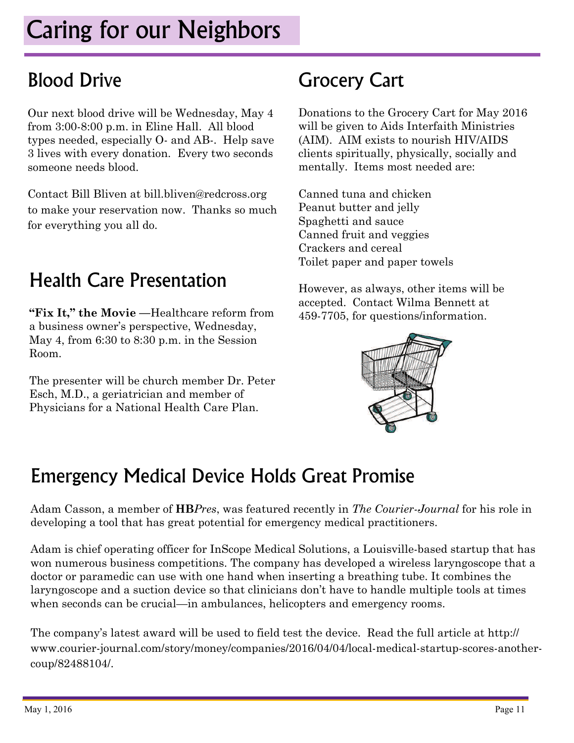# Caring for our Neighbors

## Blood Drive

Our next blood drive will be Wednesday, May 4 from 3:00-8:00 p.m. in Eline Hall. All blood types needed, especially O- and AB-. Help save 3 lives with every donation. Every two seconds someone needs blood.

Contact Bill Bliven at bill.bliven@redcross.org to make your reservation now. Thanks so much for everything you all do.

## Health Care Presentation

**"Fix It," the Movie** —Healthcare reform from a business owner's perspective, Wednesday, May 4, from 6:30 to 8:30 p.m. in the Session Room.

The presenter will be church member Dr. Peter Esch, M.D., a geriatrician and member of Physicians for a National Health Care Plan.

## Grocery Cart

Donations to the Grocery Cart for May 2016 will be given to Aids Interfaith Ministries (AIM). AIM exists to nourish HIV/AIDS clients spiritually, physically, socially and mentally. Items most needed are:

Canned tuna and chicken
Peanut butter and jelly
Spaghetti and sauce
Canned fruit and veggies
Crackers and cereal
Toilet paper and paper towels

However, as always, other items will be accepted. Contact Wilma Bennett at 459-7705, for questions/information.

## Emergency Medical Device Holds Great Promise

Adam Casson, a member of **HB***Pres*, was featured recently in *The Courier-Journal* for his role in developing a tool that has great potential for emergency medical practitioners.

Adam is chief operating officer for InScope Medical Solutions, a Louisville-based startup that has won numerous business competitions. The company has developed a wireless laryngoscope that a doctor or paramedic can use with one hand when inserting a breathing tube. It combines the laryngoscope and a suction device so that clinicians don't have to handle multiple tools at times when seconds can be crucial—in ambulances, helicopters and emergency rooms.

The company's latest award will be used to field test the device. Read the full article at http://www.courier-journal.com/story/money/companies/2016/04/04/local-medical-startup-scores-another-coup/82488104/.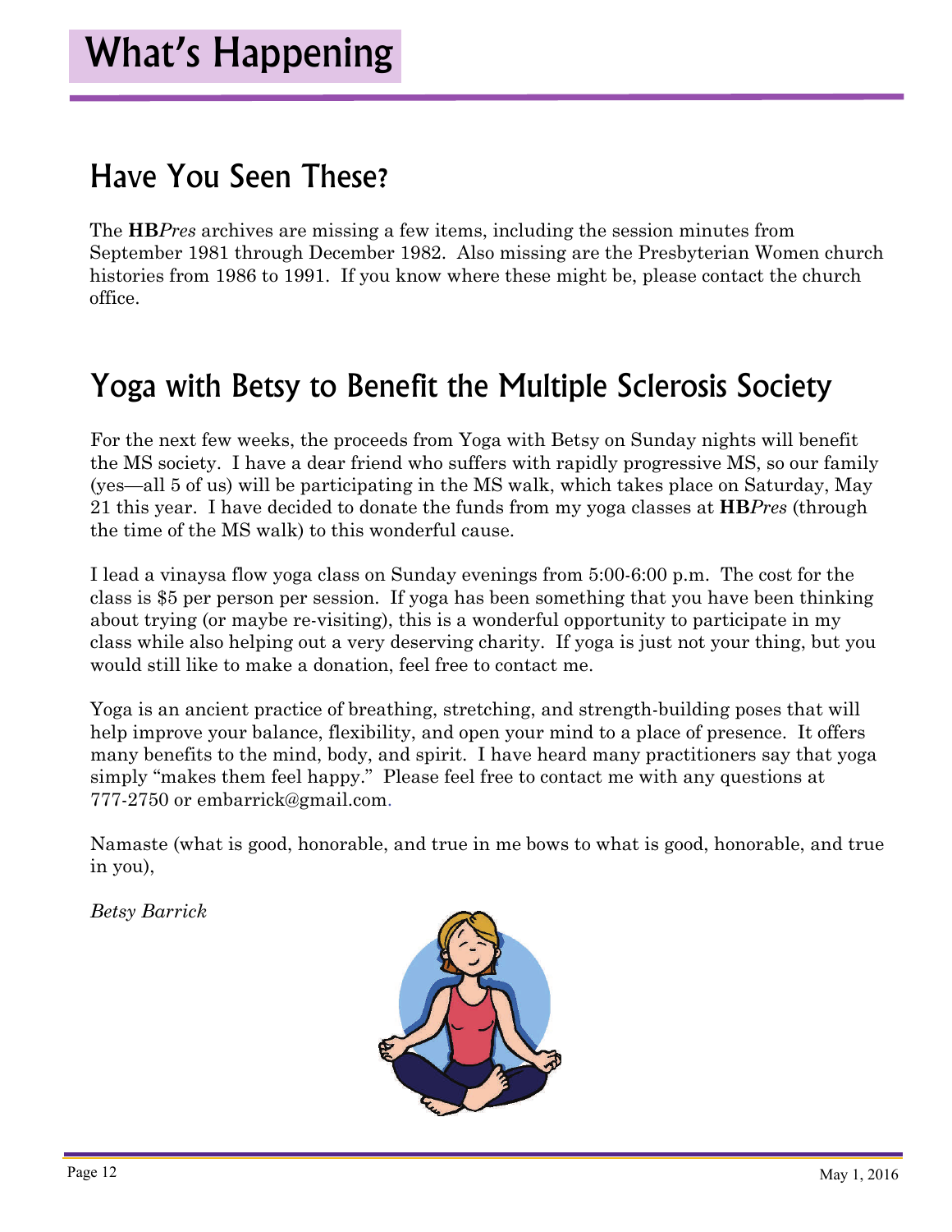# What's Happening

## Have You Seen These?

The **HB***Pres* archives are missing a few items, including the session minutes from September 1981 through December 1982. Also missing are the Presbyterian Women church histories from 1986 to 1991. If you know where these might be, please contact the church office.

## Yoga with Betsy to Benefit the Multiple Sclerosis Society

For the next few weeks, the proceeds from Yoga with Betsy on Sunday nights will benefit the MS society. I have a dear friend who suffers with rapidly progressive MS, so our family (yes—all 5 of us) will be participating in the MS walk, which takes place on Saturday, May 21 this year. I have decided to donate the funds from my yoga classes at **HB***Pres* (through the time of the MS walk) to this wonderful cause.

I lead a vinaysa flow yoga class on Sunday evenings from 5:00-6:00 p.m. The cost for the class is $5 per person per session. If yoga has been something that you have been thinking about trying (or maybe re-visiting), this is a wonderful opportunity to participate in my class while also helping out a very deserving charity. If yoga is just not your thing, but you would still like to make a donation, feel free to contact me.

Yoga is an ancient practice of breathing, stretching, and strength-building poses that will help improve your balance, flexibility, and open your mind to a place of presence. It offers many benefits to the mind, body, and spirit. I have heard many practitioners say that yoga simply "makes them feel happy." Please feel free to contact me with any questions at 777-2750 or embarrick@gmail.com.

Namaste (what is good, honorable, and true in me bows to what is good, honorable, and true in you),

*Betsy Barrick*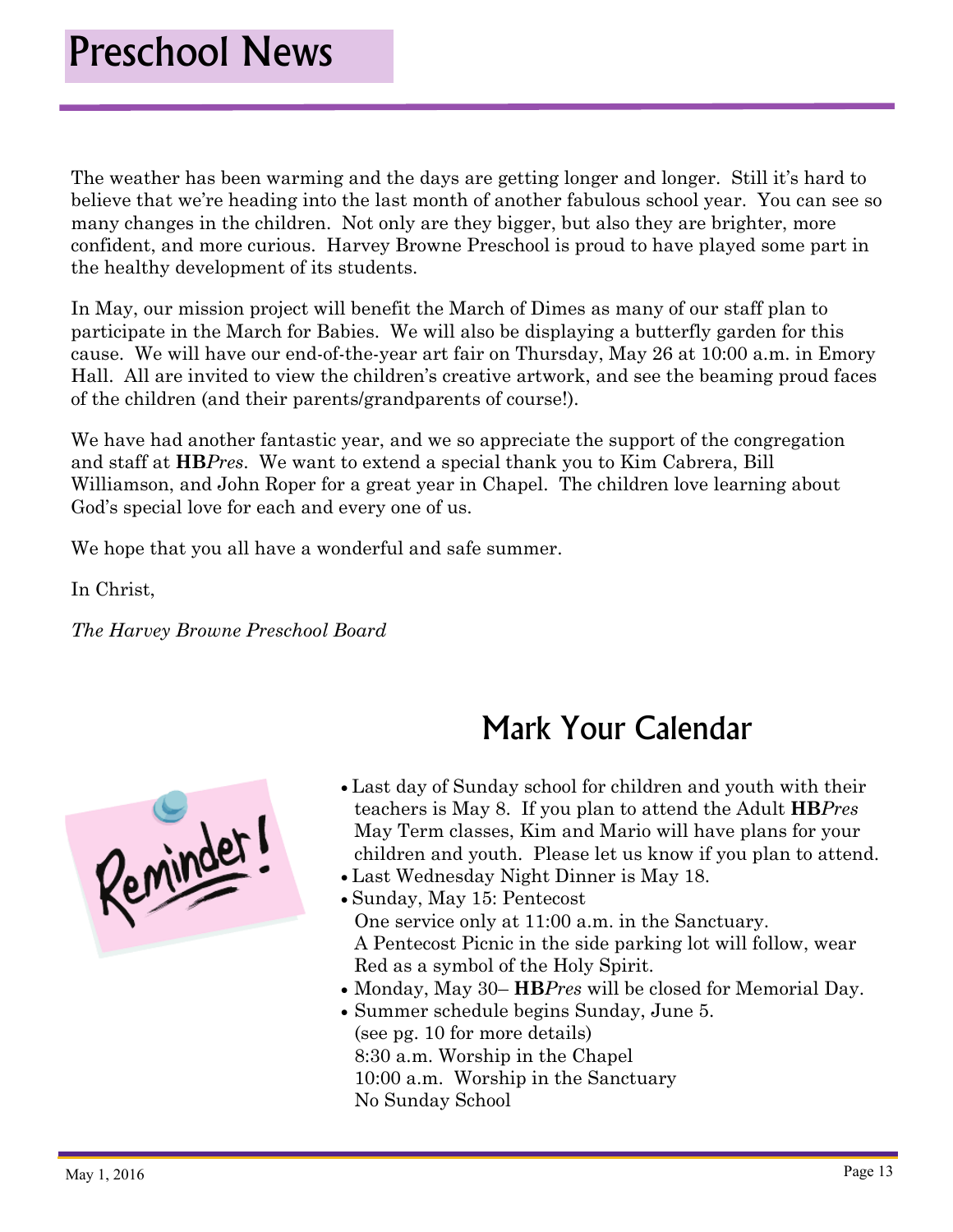# Preschool News

The weather has been warming and the days are getting longer and longer. Still it's hard to believe that we're heading into the last month of another fabulous school year. You can see so many changes in the children. Not only are they bigger, but also they are brighter, more confident, and more curious. Harvey Browne Preschool is proud to have played some part in the healthy development of its students.

In May, our mission project will benefit the March of Dimes as many of our staff plan to participate in the March for Babies. We will also be displaying a butterfly garden for this cause. We will have our end-of-the-year art fair on Thursday, May 26 at 10:00 a.m. in Emory Hall. All are invited to view the children's creative artwork, and see the beaming proud faces of the children (and their parents/grandparents of course!).

We have had another fantastic year, and we so appreciate the support of the congregation and staff at **HB***Pres*. We want to extend a special thank you to Kim Cabrera, Bill Williamson, and John Roper for a great year in Chapel. The children love learning about God's special love for each and every one of us.

We hope that you all have a wonderful and safe summer.

In Christ,

*The Harvey Browne Preschool Board*

## Mark Your Calendar

Reminder!

- Last day of Sunday school for children and youth with their teachers is May 8. If you plan to attend the Adult **HB***Pres* May Term classes, Kim and Mario will have plans for your children and youth. Please let us know if you plan to attend.
- Last Wednesday Night Dinner is May 18.
- Sunday, May 15: Pentecost
  One service only at 11:00 a.m. in the Sanctuary.
  A Pentecost Picnic in the side parking lot will follow, wear Red as a symbol of the Holy Spirit.
- Monday, May 30– **HB***Pres* will be closed for Memorial Day.
- Summer schedule begins Sunday, June 5.
  (see pg. 10 for more details)
  8:30 a.m. Worship in the Chapel
  10:00 a.m. Worship in the Sanctuary
  No Sunday School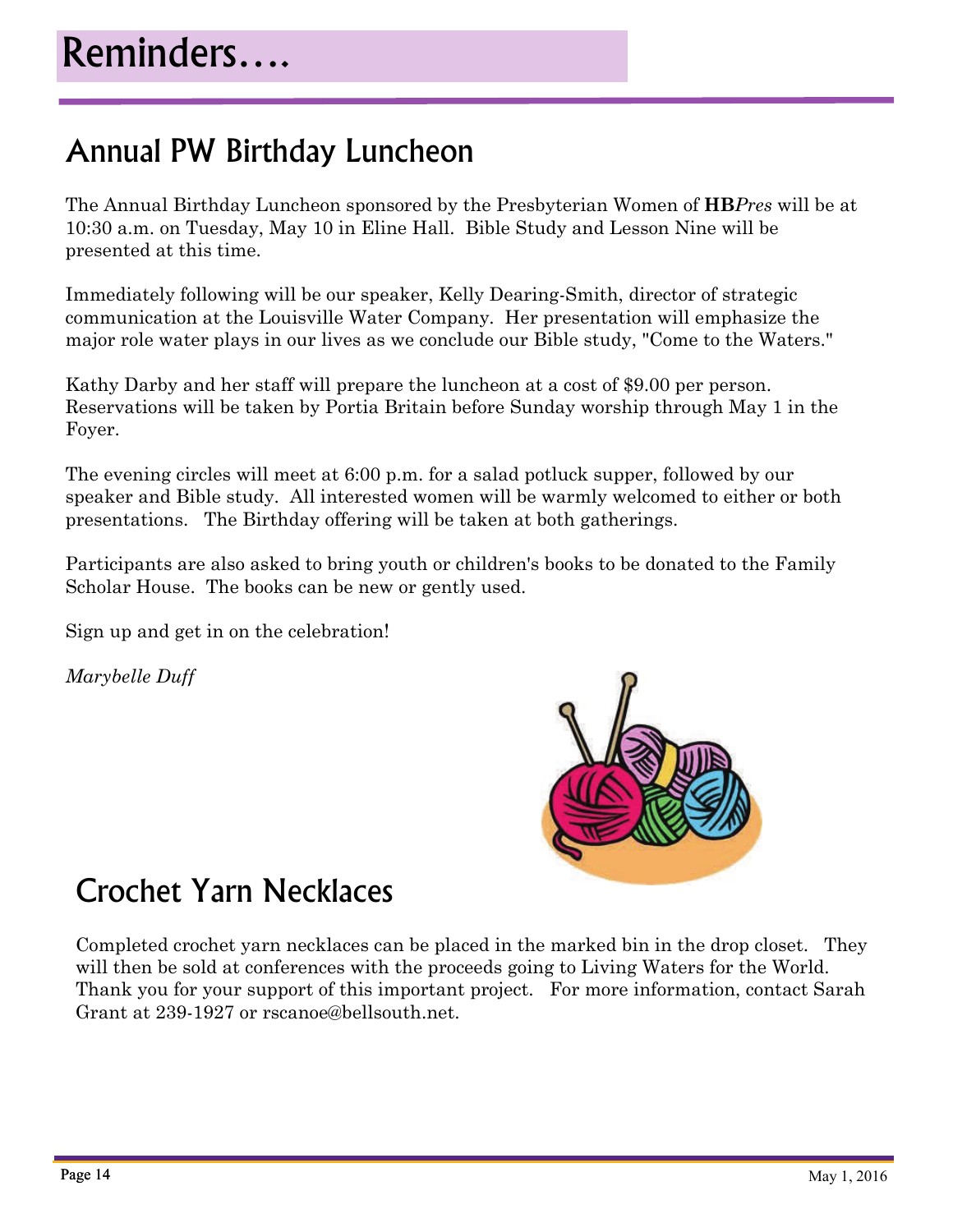# Reminders….

## Annual PW Birthday Luncheon

The Annual Birthday Luncheon sponsored by the Presbyterian Women of **HB***Pres* will be at 10:30 a.m. on Tuesday, May 10 in Eline Hall. Bible Study and Lesson Nine will be presented at this time.

Immediately following will be our speaker, Kelly Dearing-Smith, director of strategic communication at the Louisville Water Company. Her presentation will emphasize the major role water plays in our lives as we conclude our Bible study, "Come to the Waters."

Kathy Darby and her staff will prepare the luncheon at a cost of $9.00 per person. Reservations will be taken by Portia Britain before Sunday worship through May 1 in the Foyer.

The evening circles will meet at 6:00 p.m. for a salad potluck supper, followed by our speaker and Bible study. All interested women will be warmly welcomed to either or both presentations. The Birthday offering will be taken at both gatherings.

Participants are also asked to bring youth or children's books to be donated to the Family Scholar House. The books can be new or gently used.

Sign up and get in on the celebration!

*Marybelle Duff*

## Crochet Yarn Necklaces

Completed crochet yarn necklaces can be placed in the marked bin in the drop closet. They will then be sold at conferences with the proceeds going to Living Waters for the World. Thank you for your support of this important project. For more information, contact Sarah Grant at 239-1927 or rscanoe@bellsouth.net.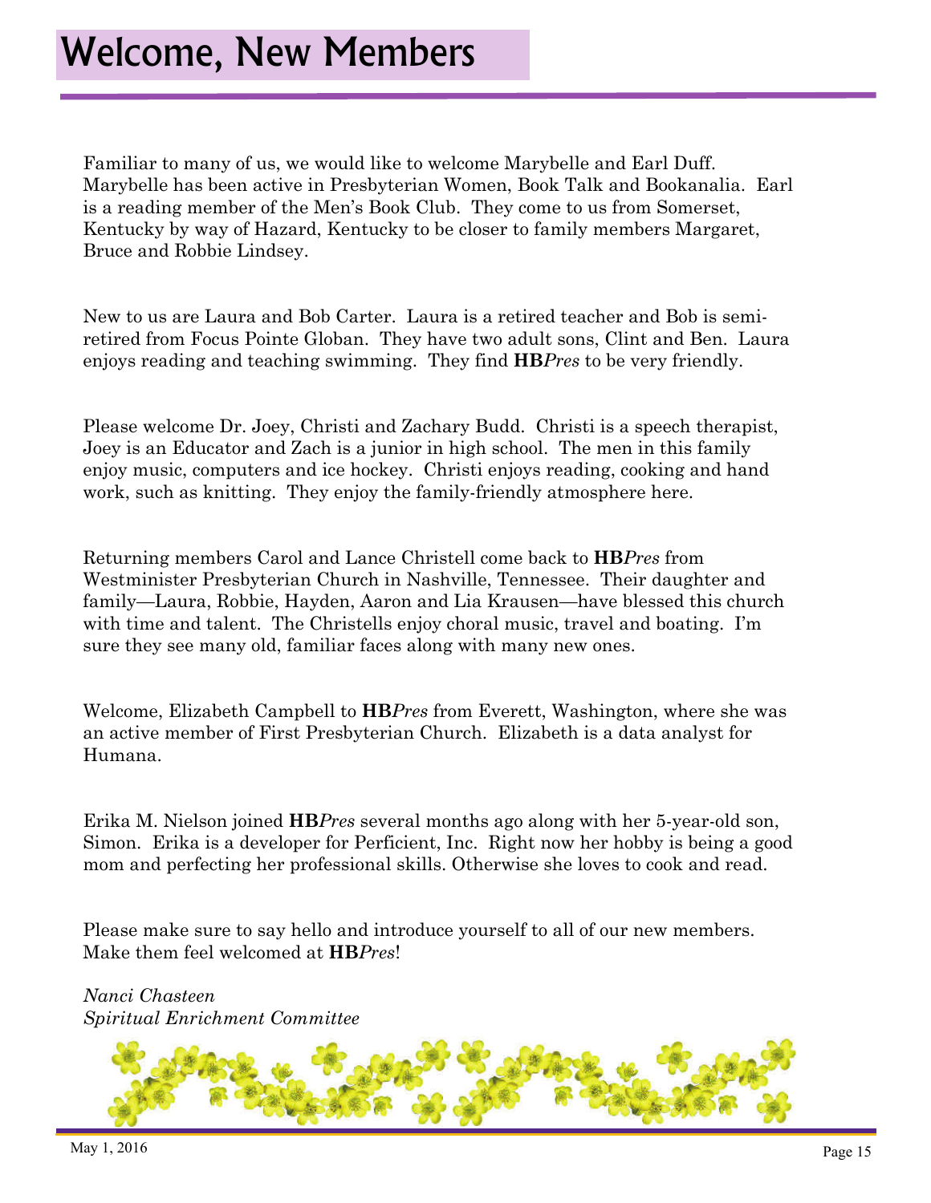# Welcome, New Members

Familiar to many of us, we would like to welcome Marybelle and Earl Duff. Marybelle has been active in Presbyterian Women, Book Talk and Bookanalia. Earl is a reading member of the Men's Book Club. They come to us from Somerset, Kentucky by way of Hazard, Kentucky to be closer to family members Margaret, Bruce and Robbie Lindsey.

New to us are Laura and Bob Carter. Laura is a retired teacher and Bob is semi-retired from Focus Pointe Globan. They have two adult sons, Clint and Ben. Laura enjoys reading and teaching swimming. They find **HB***Pres* to be very friendly.

Please welcome Dr. Joey, Christi and Zachary Budd. Christi is a speech therapist, Joey is an Educator and Zach is a junior in high school. The men in this family enjoy music, computers and ice hockey. Christi enjoys reading, cooking and hand work, such as knitting. They enjoy the family-friendly atmosphere here.

Returning members Carol and Lance Christell come back to **HB***Pres* from Westminister Presbyterian Church in Nashville, Tennessee. Their daughter and family—Laura, Robbie, Hayden, Aaron and Lia Krausen—have blessed this church with time and talent. The Christells enjoy choral music, travel and boating. I'm sure they see many old, familiar faces along with many new ones.

Welcome, Elizabeth Campbell to **HB***Pres* from Everett, Washington, where she was an active member of First Presbyterian Church. Elizabeth is a data analyst for Humana.

Erika M. Nielson joined **HB***Pres* several months ago along with her 5-year-old son, Simon. Erika is a developer for Perficient, Inc. Right now her hobby is being a good mom and perfecting her professional skills. Otherwise she loves to cook and read.

Please make sure to say hello and introduce yourself to all of our new members. Make them feel welcomed at **HB***Pres*!

*Nanci Chasteen*
*Spiritual Enrichment Committee*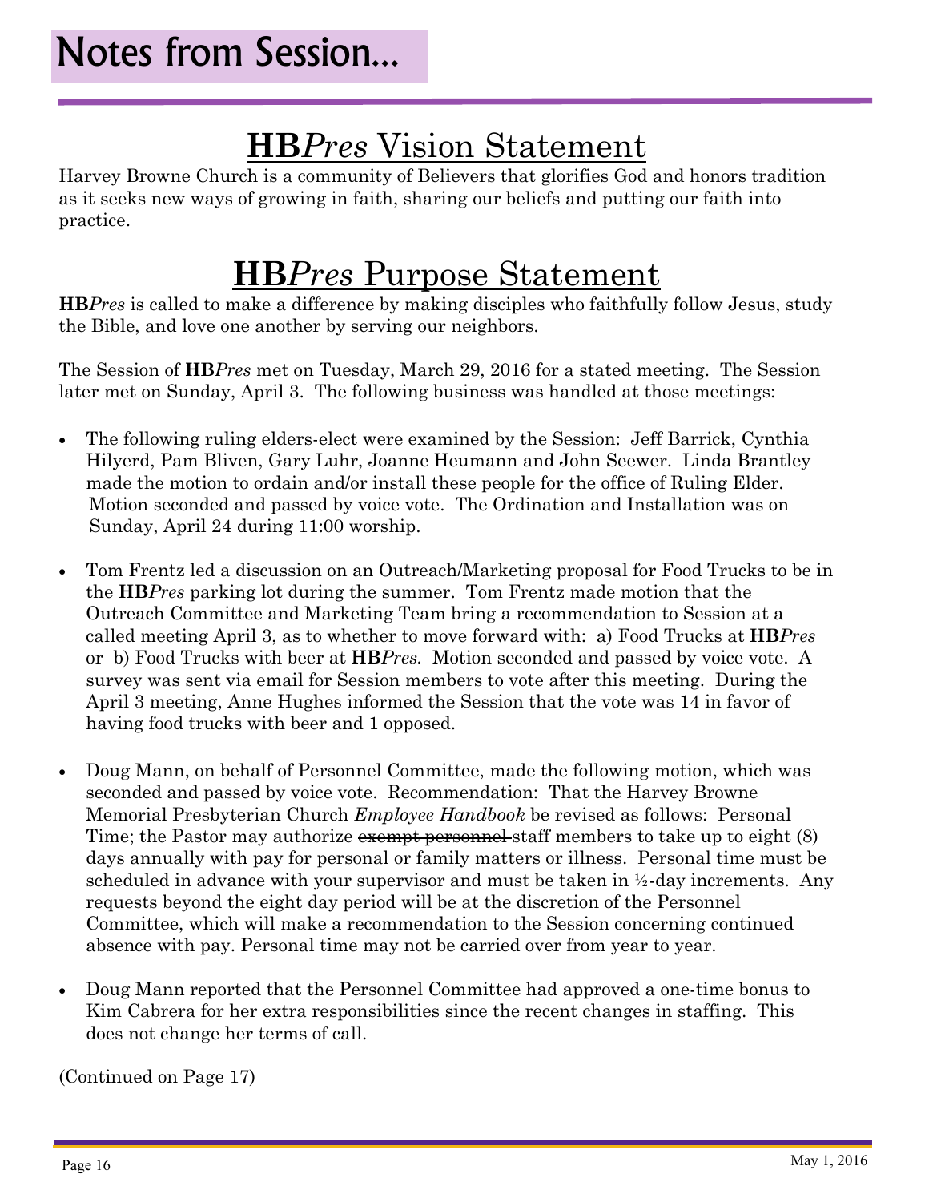# Notes from Session...

## **HB*Pres*** Vision Statement

Harvey Browne Church is a community of Believers that glorifies God and honors tradition as it seeks new ways of growing in faith, sharing our beliefs and putting our faith into practice.

## **HB*Pres*** Purpose Statement

**HB*Pres*** is called to make a difference by making disciples who faithfully follow Jesus, study the Bible, and love one another by serving our neighbors.

The Session of **HB*Pres*** met on Tuesday, March 29, 2016 for a stated meeting. The Session later met on Sunday, April 3. The following business was handled at those meetings:

- The following ruling elders-elect were examined by the Session: Jeff Barrick, Cynthia Hilyerd, Pam Bliven, Gary Luhr, Joanne Heumann and John Seewer. Linda Brantley made the motion to ordain and/or install these people for the office of Ruling Elder. Motion seconded and passed by voice vote. The Ordination and Installation was on Sunday, April 24 during 11:00 worship.

- Tom Frentz led a discussion on an Outreach/Marketing proposal for Food Trucks to be in the **HB*Pres*** parking lot during the summer. Tom Frentz made motion that the Outreach Committee and Marketing Team bring a recommendation to Session at a called meeting April 3, as to whether to move forward with: a) Food Trucks at **HB*Pres*** or b) Food Trucks with beer at **HB*Pres***. Motion seconded and passed by voice vote. A survey was sent via email for Session members to vote after this meeting. During the April 3 meeting, Anne Hughes informed the Session that the vote was 14 in favor of having food trucks with beer and 1 opposed.

- Doug Mann, on behalf of Personnel Committee, made the following motion, which was seconded and passed by voice vote. Recommendation: That the Harvey Browne Memorial Presbyterian Church *Employee Handbook* be revised as follows: Personal Time; the Pastor may authorize ~~exempt personnel~~ <u>staff members</u> to take up to eight (8) days annually with pay for personal or family matters or illness. Personal time must be scheduled in advance with your supervisor and must be taken in ½-day increments. Any requests beyond the eight day period will be at the discretion of the Personnel Committee, which will make a recommendation to the Session concerning continued absence with pay. Personal time may not be carried over from year to year.

- Doug Mann reported that the Personnel Committee had approved a one-time bonus to Kim Cabrera for her extra responsibilities since the recent changes in staffing. This does not change her terms of call.

(Continued on Page 17)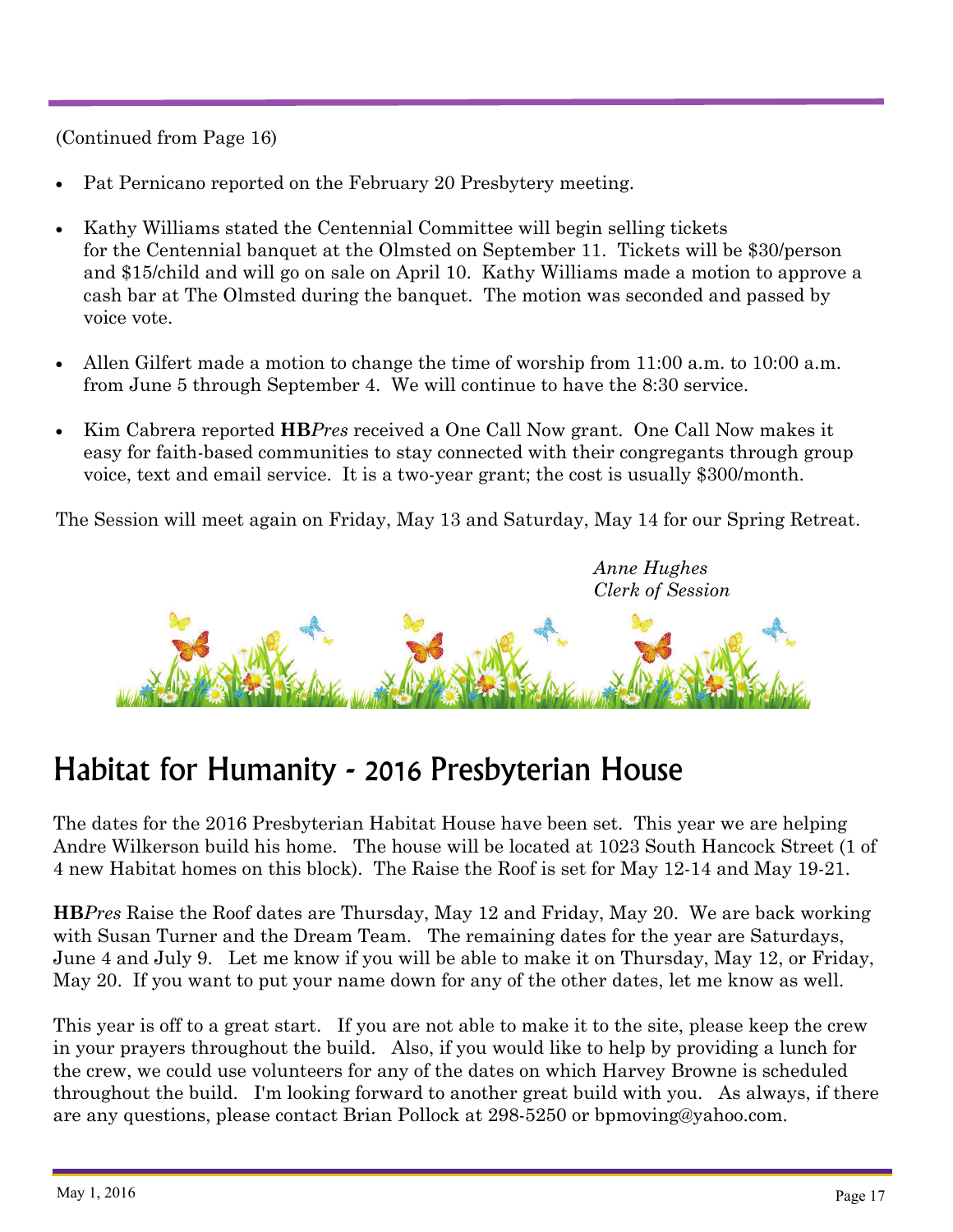(Continued from Page 16)

- Pat Pernicano reported on the February 20 Presbytery meeting.

- Kathy Williams stated the Centennial Committee will begin selling tickets for the Centennial banquet at the Olmsted on September 11. Tickets will be $30/person and $15/child and will go on sale on April 10. Kathy Williams made a motion to approve a cash bar at The Olmsted during the banquet. The motion was seconded and passed by voice vote.

- Allen Gilfert made a motion to change the time of worship from 11:00 a.m. to 10:00 a.m. from June 5 through September 4. We will continue to have the 8:30 service.

- Kim Cabrera reported **HB***Pres* received a One Call Now grant. One Call Now makes it easy for faith-based communities to stay connected with their congregants through group voice, text and email service. It is a two-year grant; the cost is usually $300/month.

The Session will meet again on Friday, May 13 and Saturday, May 14 for our Spring Retreat.

*Anne Hughes*
*Clerk of Session*

# Habitat for Humanity - 2016 Presbyterian House

The dates for the 2016 Presbyterian Habitat House have been set. This year we are helping Andre Wilkerson build his home. The house will be located at 1023 South Hancock Street (1 of 4 new Habitat homes on this block). The Raise the Roof is set for May 12-14 and May 19-21.

**HB***Pres* Raise the Roof dates are Thursday, May 12 and Friday, May 20. We are back working with Susan Turner and the Dream Team. The remaining dates for the year are Saturdays, June 4 and July 9. Let me know if you will be able to make it on Thursday, May 12, or Friday, May 20. If you want to put your name down for any of the other dates, let me know as well.

This year is off to a great start. If you are not able to make it to the site, please keep the crew in your prayers throughout the build. Also, if you would like to help by providing a lunch for the crew, we could use volunteers for any of the dates on which Harvey Browne is scheduled throughout the build. I'm looking forward to another great build with you. As always, if there are any questions, please contact Brian Pollock at 298-5250 or bpmoving@yahoo.com.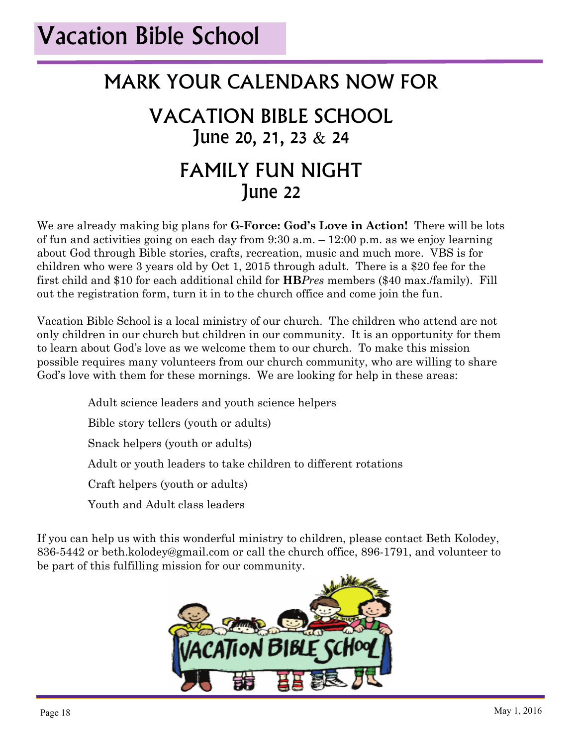# Vacation Bible School

## MARK YOUR CALENDARS NOW FOR

## VACATION BIBLE SCHOOL
### June 20, 21, 23 & 24

## FAMILY FUN NIGHT
### June 22

We are already making big plans for **G-Force: God's Love in Action!** There will be lots of fun and activities going on each day from 9:30 a.m. – 12:00 p.m. as we enjoy learning about God through Bible stories, crafts, recreation, music and much more. VBS is for children who were 3 years old by Oct 1, 2015 through adult. There is a $20 fee for the first child and $10 for each additional child for **HB***Pres* members ($40 max./family). Fill out the registration form, turn it in to the church office and come join the fun.

Vacation Bible School is a local ministry of our church. The children who attend are not only children in our church but children in our community. It is an opportunity for them to learn about God's love as we welcome them to our church. To make this mission possible requires many volunteers from our church community, who are willing to share God's love with them for these mornings. We are looking for help in these areas:

- Adult science leaders and youth science helpers
- Bible story tellers (youth or adults)
- Snack helpers (youth or adults)
- Adult or youth leaders to take children to different rotations
- Craft helpers (youth or adults)
- Youth and Adult class leaders

If you can help us with this wonderful ministry to children, please contact Beth Kolodey, 836-5442 or beth.kolodey@gmail.com or call the church office, 896-1791, and volunteer to be part of this fulfilling mission for our community.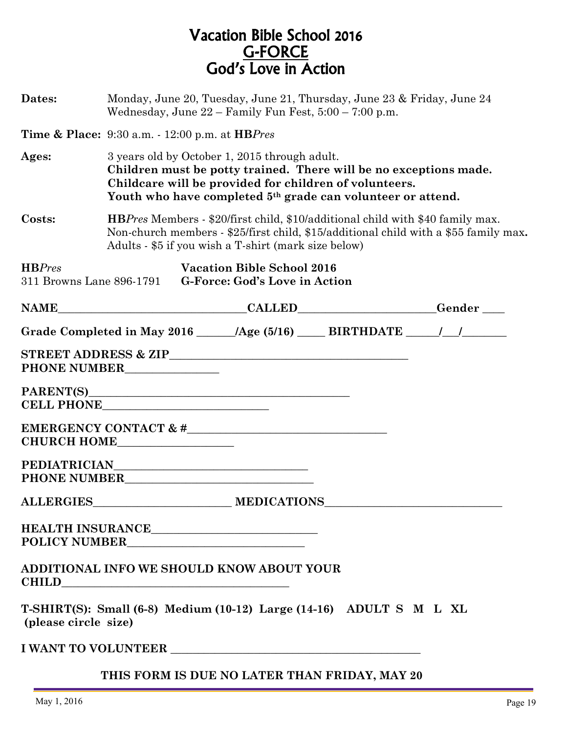# Vacation Bible School 2016
## G-FORCE
## God's Love in Action

**Dates:** Monday, June 20, Tuesday, June 21, Thursday, June 23 & Friday, June 24
Wednesday, June 22 – Family Fun Fest, 5:00 – 7:00 p.m.

**Time & Place:** 9:30 a.m. - 12:00 p.m. at **HB***Pres*

**Ages:** 3 years old by October 1, 2015 through adult.
**Children must be potty trained. There will be no exceptions made.**
**Childcare will be provided for children of volunteers.**
**Youth who have completed 5th grade can volunteer or attend.**

**Costs:** **HB***Pres* Members - $20/first child, $10/additional child with $40 family max.
Non-church members - $25/first child, $15/additional child with a $55 family max**.**
Adults - $5 if you wish a T-shirt (mark size below)

**HB***Pres*
311 Browns Lane 896-1791

**Vacation Bible School 2016**
**G-Force: God's Love in Action**

**NAME**\_\_\_\_\_\_\_\_\_\_\_\_\_\_\_\_\_\_\_\_\_\_\_\_\_\_\_\_\_\_\_\_\_\_**CALLED**\_\_\_\_\_\_\_\_\_\_\_\_\_\_\_\_\_\_\_\_\_\_\_\_\_\_**Gender** \_\_\_\_

**Grade Completed in May 2016** \_\_\_\_\_\_\_**/Age (5/16)** \_\_\_\_\_ **BIRTHDATE** \_\_\_\_\_\_/\_\_\_/\_\_\_\_\_\_\_\_

**STREET ADDRESS & ZIP**\_\_\_\_\_\_\_\_\_\_\_\_\_\_\_\_\_\_\_\_\_\_\_\_\_\_\_\_\_\_\_\_\_\_\_\_\_\_\_\_\_\_\_\_
**PHONE NUMBER**\_\_\_\_\_\_\_\_\_\_\_\_\_\_\_\_\_

**PARENT(S)**\_\_\_\_\_\_\_\_\_\_\_\_\_\_\_\_\_\_\_\_\_\_\_\_\_\_\_\_\_\_\_\_\_\_\_\_\_\_\_\_\_\_\_\_\_\_
**CELL PHONE**\_\_\_\_\_\_\_\_\_\_\_\_\_\_\_\_\_\_\_\_\_\_\_\_\_\_\_\_\_\_\_

**EMERGENCY CONTACT & #**\_\_\_\_\_\_\_\_\_\_\_\_\_\_\_\_\_\_\_\_\_\_\_\_\_\_\_\_\_\_\_\_\_\_\_\_\_
**CHURCH HOME**\_\_\_\_\_\_\_\_\_\_\_\_\_\_\_\_\_\_\_\_\_\_

**PEDIATRICIAN**\_\_\_\_\_\_\_\_\_\_\_\_\_\_\_\_\_\_\_\_\_\_\_\_\_\_\_\_\_\_\_\_\_\_\_
**PHONE NUMBER**\_\_\_\_\_\_\_\_\_\_\_\_\_\_\_\_\_\_\_\_\_\_\_\_\_\_\_\_\_\_\_\_\_\_\_

**ALLERGIES**\_\_\_\_\_\_\_\_\_\_\_\_\_\_\_\_\_\_\_\_\_\_\_\_\_\_ **MEDICATIONS**\_\_\_\_\_\_\_\_\_\_\_\_\_\_\_\_\_\_\_\_\_\_\_\_\_\_\_\_\_\_\_\_\_\_

**HEALTH INSURANCE**\_\_\_\_\_\_\_\_\_\_\_\_\_\_\_\_\_\_\_\_\_\_\_\_\_\_\_\_\_\_\_
**POLICY NUMBER**\_\_\_\_\_\_\_\_\_\_\_\_\_\_\_\_\_\_\_\_\_\_\_\_\_\_\_\_\_\_\_\_\_\_

**ADDITIONAL INFO WE SHOULD KNOW ABOUT YOUR CHILD**\_\_\_\_\_\_\_\_\_\_\_\_\_\_\_\_\_\_\_\_\_\_\_\_\_\_\_\_\_\_\_\_\_\_\_\_\_\_\_\_\_\_\_

**T-SHIRT(S): Small (6-8) Medium (10-12) Large (14-16) ADULT S M L XL**
**(please circle size)**

**I WANT TO VOLUNTEER** \_\_\_\_\_\_\_\_\_\_\_\_\_\_\_\_\_\_\_\_\_\_\_\_\_\_\_\_\_\_\_\_\_\_\_\_\_\_\_\_\_\_\_\_\_\_\_\_

**THIS FORM IS DUE NO LATER THAN FRIDAY, MAY 20**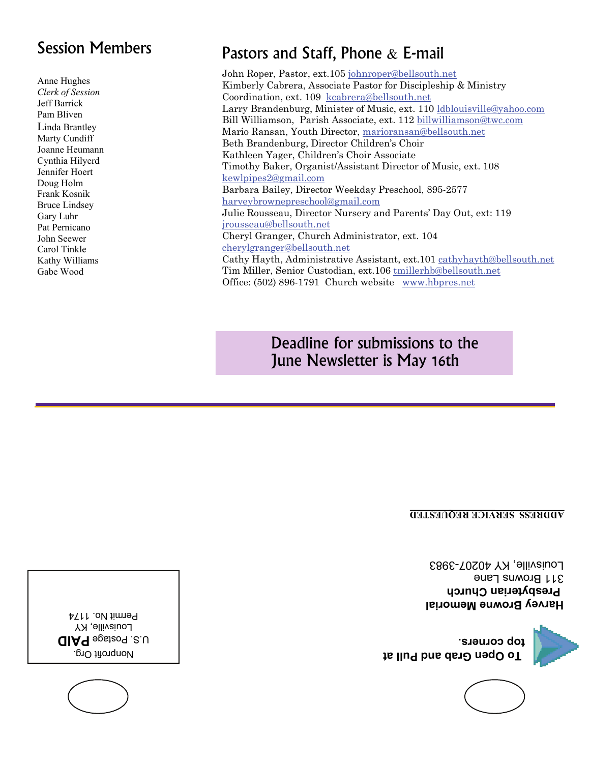## Session Members

Anne Hughes
*Clerk of Session*
Jeff Barrick
Pam Bliven
Linda Brantley
Marty Cundiff
Joanne Heumann
Cynthia Hilyerd
Jennifer Hoert
Doug Holm
Frank Kosnik
Bruce Lindsey
Gary Luhr
Pat Pernicano
John Seewer
Carol Tinkle
Kathy Williams
Gabe Wood

## Pastors and Staff, Phone & E-mail

John Roper, Pastor, ext.105 johnroper@bellsouth.net
Kimberly Cabrera, Associate Pastor for Discipleship & Ministry Coordination, ext. 109 kcabrera@bellsouth.net
Larry Brandenburg, Minister of Music, ext. 110 ldblouisville@yahoo.com
Bill Williamson, Parish Associate, ext. 112 billwilliamson@twc.com
Mario Ransan, Youth Director, marioransan@bellsouth.net
Beth Brandenburg, Director Children's Choir
Kathleen Yager, Children's Choir Associate
Timothy Baker, Organist/Assistant Director of Music, ext. 108 kewlpipes2@gmail.com
Barbara Bailey, Director Weekday Preschool, 895-2577 harveybrownepreschool@gmail.com
Julie Rousseau, Director Nursery and Parents' Day Out, ext: 119 jrousseau@bellsouth.net
Cheryl Granger, Church Administrator, ext. 104 cherylgranger@bellsouth.net
Cathy Hayth, Administrative Assistant, ext.101 cathyhayth@bellsouth.net
Tim Miller, Senior Custodian, ext.106 tmillerhb@bellsouth.net
Office: (502) 896-1791 Church website www.hbpres.net

**Deadline for submissions to the June Newsletter is May 16th**

---

**ADDRESS SERVICE REQUESTED**

**Harvey Browne Memorial Presbyterian Church**
311 Browns Lane
Louisville, KY 40207-3983

**To Open Grab and Pull at top corners.**

Nonprofit Org.
U.S. Postage **PAID**
Louisville, KY
Permit No. 1174